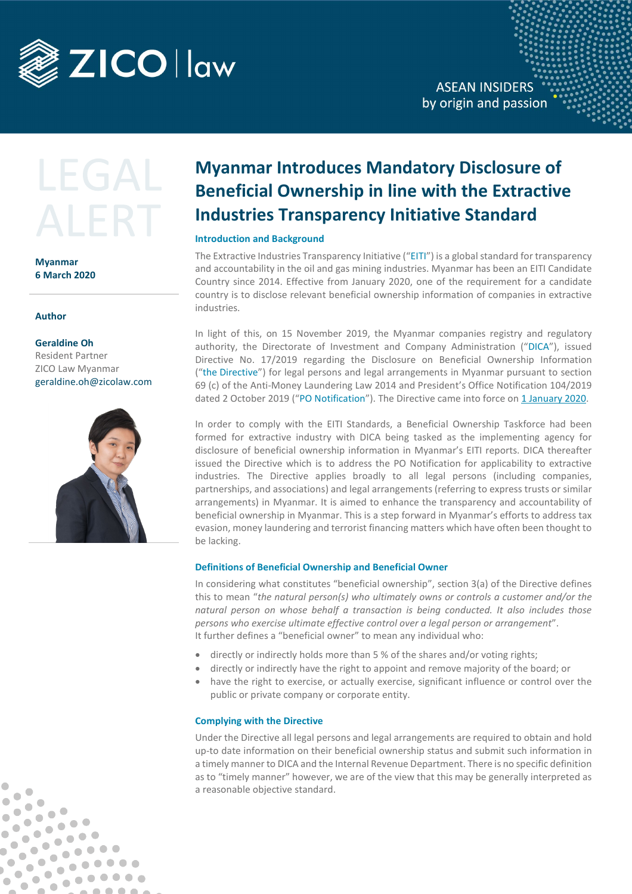LEGAL ALERT

**Myanmar**
**6 March 2020**

**Author**

**Geraldine Oh**
Resident Partner
ZICO Law Myanmar
geraldine.oh@zicolaw.com

# Myanmar Introduces Mandatory Disclosure of Beneficial Ownership in line with the Extractive Industries Transparency Initiative Standard

### Introduction and Background

The Extractive Industries Transparency Initiative ("EITI") is a global standard for transparency and accountability in the oil and gas mining industries. Myanmar has been an EITI Candidate Country since 2014. Effective from January 2020, one of the requirement for a candidate country is to disclose relevant beneficial ownership information of companies in extractive industries.

In light of this, on 15 November 2019, the Myanmar companies registry and regulatory authority, the Directorate of Investment and Company Administration ("DICA"), issued Directive No. 17/2019 regarding the Disclosure on Beneficial Ownership Information ("the Directive") for legal persons and legal arrangements in Myanmar pursuant to section 69 (c) of the Anti-Money Laundering Law 2014 and President's Office Notification 104/2019 dated 2 October 2019 ("PO Notification"). The Directive came into force on 1 January 2020.

In order to comply with the EITI Standards, a Beneficial Ownership Taskforce had been formed for extractive industry with DICA being tasked as the implementing agency for disclosure of beneficial ownership information in Myanmar's EITI reports. DICA thereafter issued the Directive which is to address the PO Notification for applicability to extractive industries. The Directive applies broadly to all legal persons (including companies, partnerships, and associations) and legal arrangements (referring to express trusts or similar arrangements) in Myanmar. It is aimed to enhance the transparency and accountability of beneficial ownership in Myanmar. This is a step forward in Myanmar's efforts to address tax evasion, money laundering and terrorist financing matters which have often been thought to be lacking.

### Definitions of Beneficial Ownership and Beneficial Owner

In considering what constitutes "beneficial ownership", section 3(a) of the Directive defines this to mean "*the natural person(s) who ultimately owns or controls a customer and/or the natural person on whose behalf a transaction is being conducted. It also includes those persons who exercise ultimate effective control over a legal person or arrangement*".
It further defines a "beneficial owner" to mean any individual who:

- directly or indirectly holds more than 5 % of the shares and/or voting rights;
- directly or indirectly have the right to appoint and remove majority of the board; or
- have the right to exercise, or actually exercise, significant influence or control over the public or private company or corporate entity.

### Complying with the Directive

Under the Directive all legal persons and legal arrangements are required to obtain and hold up-to date information on their beneficial ownership status and submit such information in a timely manner to DICA and the Internal Revenue Department. There is no specific definition as to "timely manner" however, we are of the view that this may be generally interpreted as a reasonable objective standard.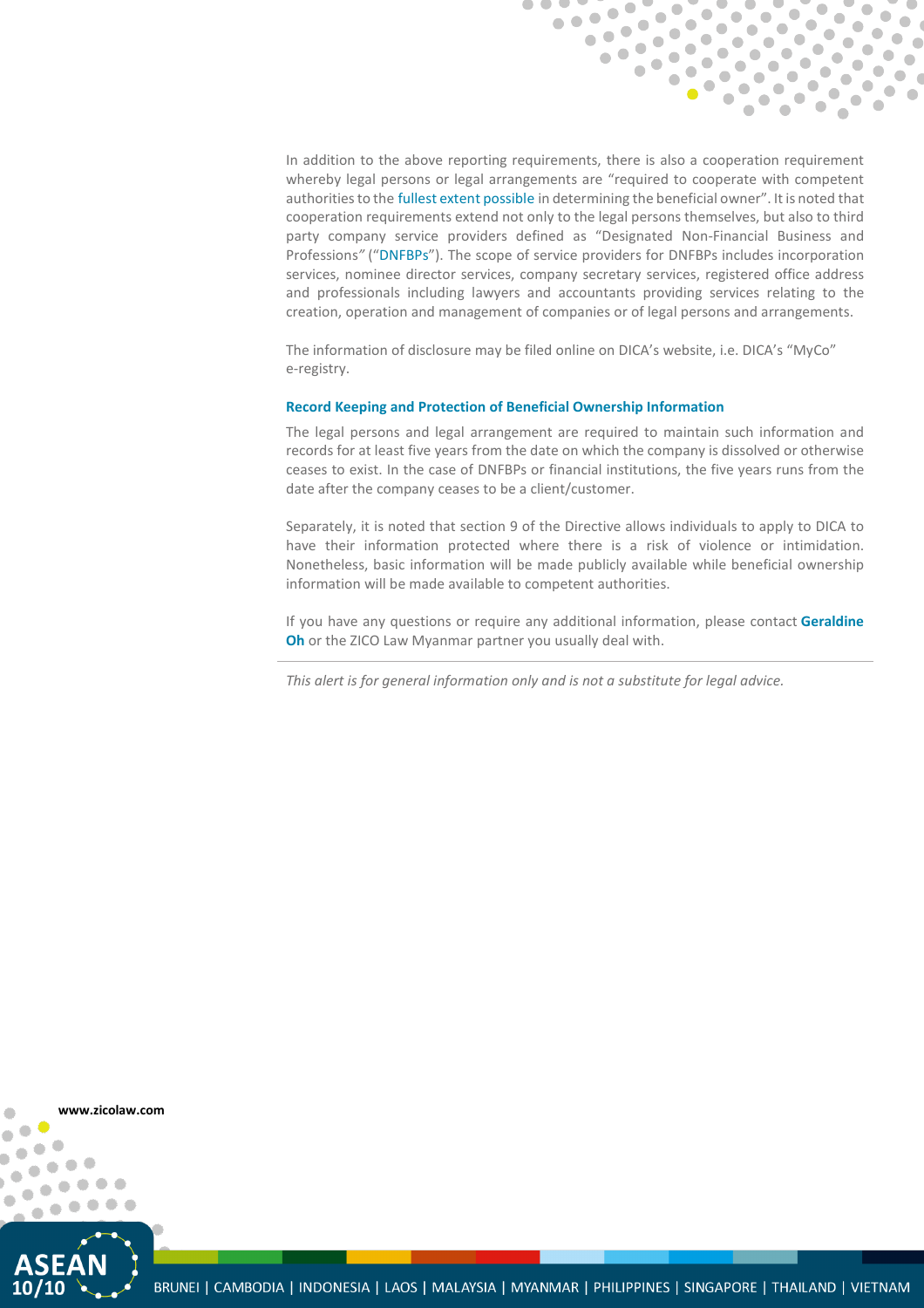In addition to the above reporting requirements, there is also a cooperation requirement whereby legal persons or legal arrangements are "required to cooperate with competent authorities to the fullest extent possible in determining the beneficial owner". It is noted that cooperation requirements extend not only to the legal persons themselves, but also to third party company service providers defined as "Designated Non-Financial Business and Professions" ("DNFBPs"). The scope of service providers for DNFBPs includes incorporation services, nominee director services, company secretary services, registered office address and professionals including lawyers and accountants providing services relating to the creation, operation and management of companies or of legal persons and arrangements.

The information of disclosure may be filed online on DICA's website, i.e. DICA's "MyCo" e-registry.

### Record Keeping and Protection of Beneficial Ownership Information

The legal persons and legal arrangement are required to maintain such information and records for at least five years from the date on which the company is dissolved or otherwise ceases to exist. In the case of DNFBPs or financial institutions, the five years runs from the date after the company ceases to be a client/customer.

Separately, it is noted that section 9 of the Directive allows individuals to apply to DICA to have their information protected where there is a risk of violence or intimidation. Nonetheless, basic information will be made publicly available while beneficial ownership information will be made available to competent authorities.

If you have any questions or require any additional information, please contact **Geraldine Oh** or the ZICO Law Myanmar partner you usually deal with.

---

*This alert is for general information only and is not a substitute for legal advice.*